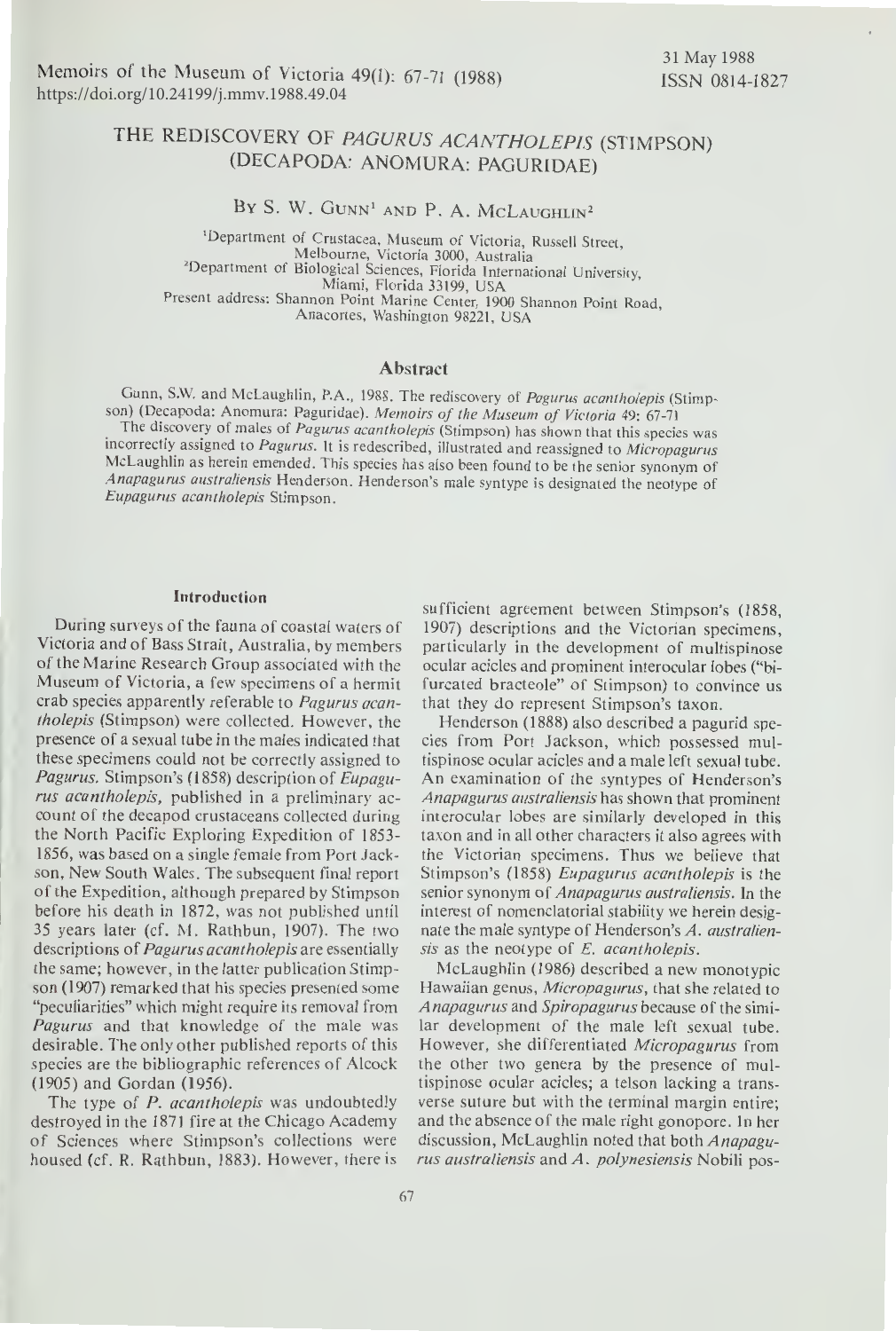Memoirs of the Museum of Victoria 49(1): 67-71 (1988)
https://doi.org/10.24199/j.mmv.1988.49.04

31 May 1988
ISSN 0814-1827

# THE REDISCOVERY OF *PAGURUS ACANTHOLEPIS* (STIMPSON) (DECAPODA: ANOMURA: PAGURIDAE)

By S. W. Gunn[1] and P. A. McLaughlin[2]

[1]Department of Crustacea, Museum of Victoria, Russell Street, Melbourne, Victoria 3000, Australia
[2]Department of Biological Sciences, Florida International University, Miami, Florida 33199, USA
Present address: Shannon Point Marine Center, 1900 Shannon Point Road, Anacortes, Washington 98221, USA

## Abstract

Gunn, S.W. and McLaughlin, P.A., 1988. The rediscovery of *Pagurus acantholepis* (Stimpson) (Decapoda: Anomura: Paguridae). *Memoirs of the Museum of Victoria* 49: 67-71

The discovery of males of *Pagurus acantholepis* (Stimpson) has shown that this species was incorrectly assigned to *Pagurus*. It is redescribed, illustrated and reassigned to *Micropagurus* McLaughlin as herein emended. This species has also been found to be the senior synonym of *Anapagurus australiensis* Henderson. Henderson's male syntype is designated the neotype of *Eupagurus acantholepis* Stimpson.

## Introduction

During surveys of the fauna of coastal waters of Victoria and of Bass Strait, Australia, by members of the Marine Research Group associated with the Museum of Victoria, a few specimens of a hermit crab species apparently referable to *Pagurus acantholepis* (Stimpson) were collected. However, the presence of a sexual tube in the males indicated that these specimens could not be correctly assigned to *Pagurus*. Stimpson's (1858) description of *Eupagurus acantholepis*, published in a preliminary account of the decapod crustaceans collected during the North Pacific Exploring Expedition of 1853-1856, was based on a single female from Port Jackson, New South Wales. The subsequent final report of the Expedition, although prepared by Stimpson before his death in 1872, was not published until 35 years later (cf. M. Rathbun, 1907). The two descriptions of *Pagurus acantholepis* are essentially the same; however, in the latter publication Stimpson (1907) remarked that his species presented some "peculiarities" which might require its removal from *Pagurus* and that knowledge of the male was desirable. The only other published reports of this species are the bibliographic references of Alcock (1905) and Gordan (1956).

The type of *P. acantholepis* was undoubtedly destroyed in the 1871 fire at the Chicago Academy of Sciences where Stimpson's collections were housed (cf. R. Rathbun, 1883). However, there is sufficient agreement between Stimpson's (1858, 1907) descriptions and the Victorian specimens, particularly in the development of multispinose ocular acicles and prominent interocular lobes ("bifurcated bracteole" of Stimpson) to convince us that they do represent Stimpson's taxon.

Henderson (1888) also described a pagurid species from Port Jackson, which possessed multispinose ocular acicles and a male left sexual tube. An examination of the syntypes of Henderson's *Anapagurus australiensis* has shown that prominent interocular lobes are similarly developed in this taxon and in all other characters it also agrees with the Victorian specimens. Thus we believe that Stimpson's (1858) *Eupagurus acantholepis* is the senior synonym of *Anapagurus australiensis*. In the interest of nomenclatorial stability we herein designate the male syntype of Henderson's *A. australiensis* as the neotype of *E. acantholepis*.

McLaughlin (1986) described a new monotypic Hawaiian genus, *Micropagurus*, that she related to *Anapagurus* and *Spiropagurus* because of the similar development of the male left sexual tube. However, she differentiated *Micropagurus* from the other two genera by the presence of multispinose ocular acicles; a telson lacking a transverse suture but with the terminal margin entire; and the absence of the male right gonopore. In her discussion, McLaughlin noted that both *Anapagurus australiensis* and *A. polynesiensis* Nobili pos-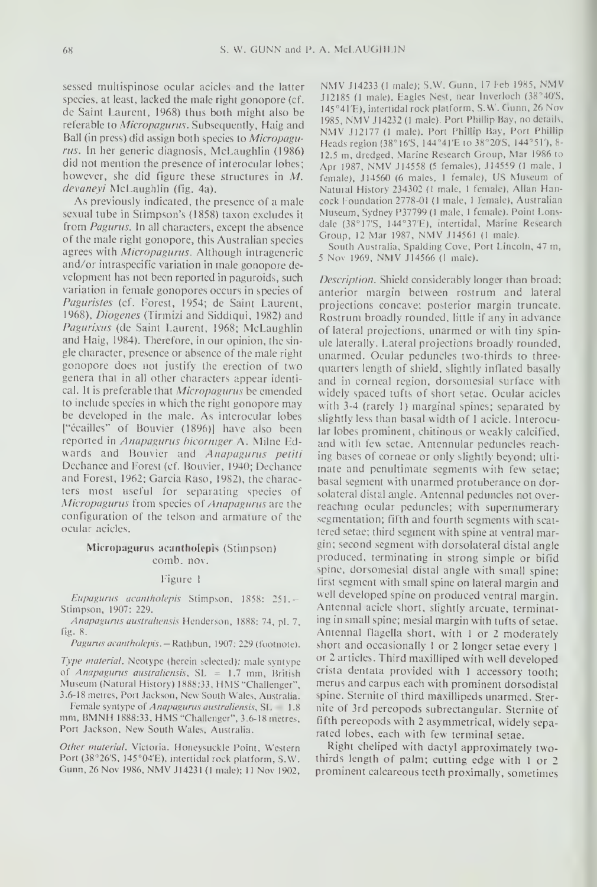sessed multispinose ocular acicles and the latter species, at least, lacked the male right gonopore (cf. de Saint Laurent, 1968) thus both might also be referable to *Micropagurus*. Subsequently, Haig and Ball (in press) did assign both species to *Micropagurus*. In her generic diagnosis, McLaughlin (1986) did not mention the presence of interocular lobes; however, she did figure these structures in *M. devaneyi* McLaughlin (fig. 4a).

As previously indicated, the presence of a male sexual tube in Stimpson's (1858) taxon excludes it from *Pagurus*. In all characters, except the absence of the male right gonopore, this Australian species agrees with *Micropagurus*. Although intrageneric and/or intraspecific variation in male gonopore development has not been reported in paguroids, such variation in female gonopores occurs in species of *Paguristes* (cf. Forest, 1954; de Saint Laurent, 1968), *Diogenes* (Tirmizi and Siddiqui, 1982) and *Pagurixus* (de Saint Laurent, 1968; McLaughlin and Haig, 1984). Therefore, in our opinion, the single character, presence or absence of the male right gonopore does not justify the erection of two genera that in all other characters appear identical. It is preferable that *Micropagurus* be emended to include species in which the right gonopore may be developed in the male. As interocular lobes ["écailles" of Bouvier (1896)] have also been reported in *Anapagurus bicorniger* A. Milne Edwards and Bouvier and *Anapagurus petiti* Dechance and Forest (cf. Bouvier, 1940; Dechance and Forest, 1962; Garcia Raso, 1982), the characters most useful for separating species of *Micropagurus* from species of *Anapagurus* are the configuration of the telson and armature of the ocular acicles.

## Micropagurus acantholepis (Stimpson) comb. nov.

Figure 1

*Eupagurus acantholepis* Stimpson, 1858: 251.— Stimpson, 1907: 229.

*Anapagurus australiensis* Henderson, 1888: 74, pl. 7, fig. 8.

*Pagurus acantholepis*.—Rathbun, 1907: 229 (footnote).

*Type material*. Neotype (herein selected): male syntype of *Anapagurus australiensis*, SL = 1.7 mm, British Museum (Natural History) 1888:33, HMS "Challenger", 3.6-18 metres, Port Jackson, New South Wales, Australia.

Female syntype of *Anapagurus australiensis*, SL = 1.8 mm, BMNH 1888:33, HMS "Challenger", 3.6-18 metres, Port Jackson, New South Wales, Australia.

*Other material*. Victoria. Honeysuckle Point, Western Port (38°26'S, 145°04'E), intertidal rock platform, S.W. Gunn, 26 Nov 1986, NMV J14231 (1 male); 11 Nov 1902, NMV J14233 (1 male); S.W. Gunn, 17 Feb 1985, NMV J12185 (1 male). Eagles Nest, near Inverloch (38°40'S, 145°41'E), intertidal rock platform, S.W. Gunn, 26 Nov 1985, NMV J14232 (1 male). Port Phillip Bay, no details, NMV J12177 (1 male). Port Phillip Bay, Port Phillip Heads region (38°16'S, 144°41'E to 38°20'S, 144°51'), 8-12.5 m, dredged, Marine Research Group, Mar 1986 to Apr 1987, NMV J14558 (5 females), J14559 (1 male, 1 female), J14560 (6 males, 1 female), US Museum of Natural History 234302 (1 male, 1 female), Allan Hancock Foundation 2778-01 (1 male, 1 female), Australian Museum, Sydney P37799 (1 male, 1 female). Point Lonsdale (38°17'S, 144°37'E), intertidal, Marine Research Group, 12 Mar 1987, NMV J14561 (1 male).

South Australia, Spalding Cove, Port Lincoln, 47 m, 5 Nov 1969, NMV J14566 (1 male).

*Description*. Shield considerably longer than broad; anterior margin between rostrum and lateral projections concave; posterior margin truncate. Rostrum broadly rounded, little if any in advance of lateral projections, unarmed or with tiny spinule laterally. Lateral projections broadly rounded, unarmed. Ocular peduncles two-thirds to three-quarters length of shield, slightly inflated basally and in corneal region, dorsomesial surface with widely spaced tufts of short setae. Ocular acicles with 3-4 (rarely 1) marginal spines; separated by slightly less than basal width of 1 acicle. Interocular lobes prominent, chitinous or weakly calcified, and with few setae. Antennular peduncles reaching bases of corneae or only slightly beyond; ultimate and penultimate segments with few setae; basal segment with unarmed protuberance on dorsolateral distal angle. Antennal peduncles not overreaching ocular peduncles; with supernumerary segmentation; fifth and fourth segments with scattered setae; third segment with spine at ventral margin; second segment with dorsolateral distal angle produced, terminating in strong simple or bifid spine, dorsomesial distal angle with small spine; first segment with small spine on lateral margin and well developed spine on produced ventral margin. Antennal acicle short, slightly arcuate, terminating in small spine; mesial margin with tufts of setae. Antennal flagella short, with 1 or 2 moderately short and occasionally 1 or 2 longer setae every 1 or 2 articles. Third maxilliped with well developed crista dentata provided with 1 accessory tooth; merus and carpus each with prominent dorsodistal spine. Sternite of third maxillipeds unarmed. Sternite of 3rd pereopods subrectangular. Sternite of fifth pereopods with 2 asymmetrical, widely separated lobes, each with few terminal setae.

Right cheliped with dactyl approximately two-thirds length of palm; cutting edge with 1 or 2 prominent calcareous teeth proximally, sometimes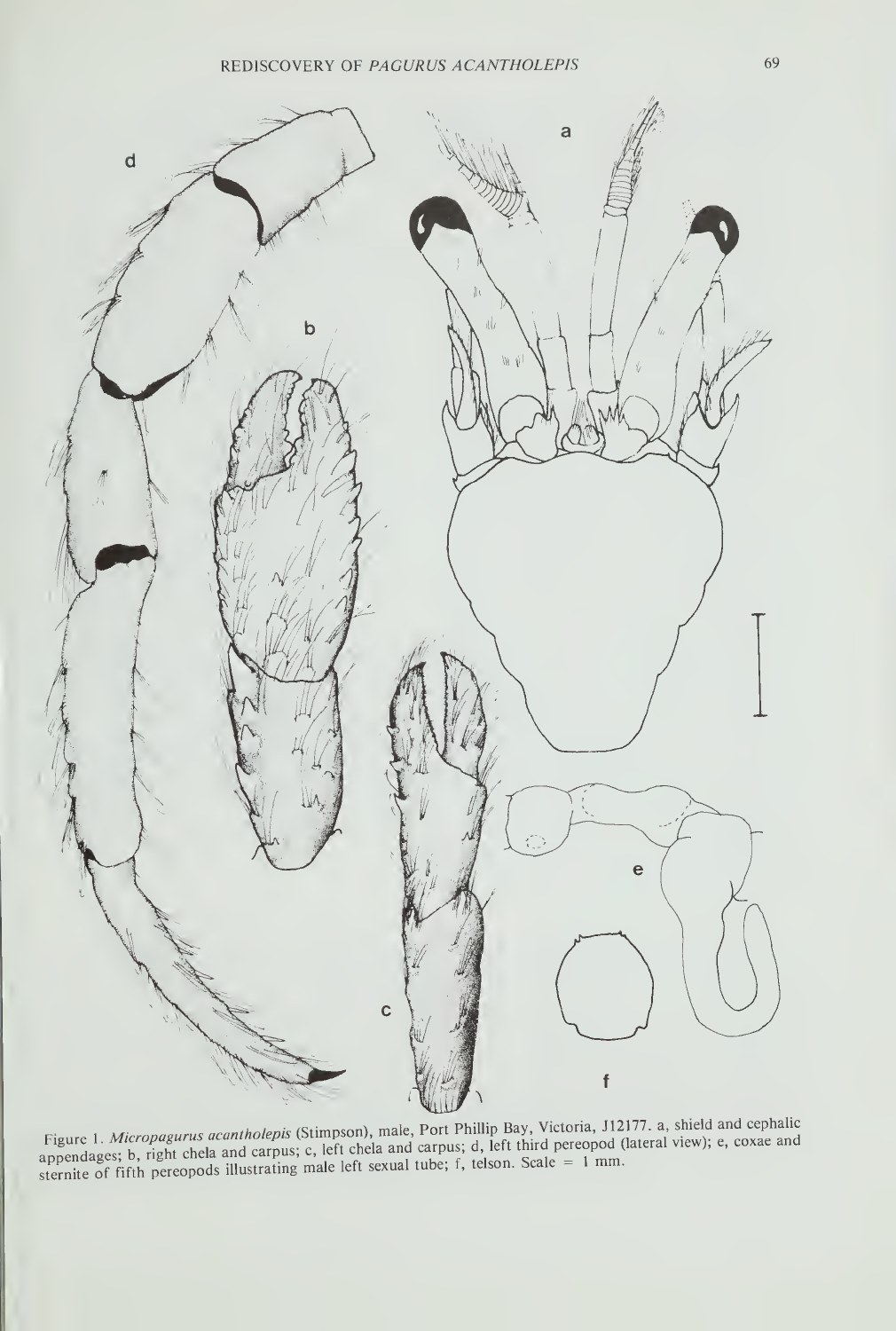Figure 1. *Micropagurus acantholepis* (Stimpson), male, Port Phillip Bay, Victoria, J12177. a, shield and cephalic appendages; b, right chela and carpus; c, left chela and carpus; d, left third pereopod (lateral view); e, coxae and sternite of fifth pereopods illustrating male left sexual tube; f, telson. Scale = 1 mm.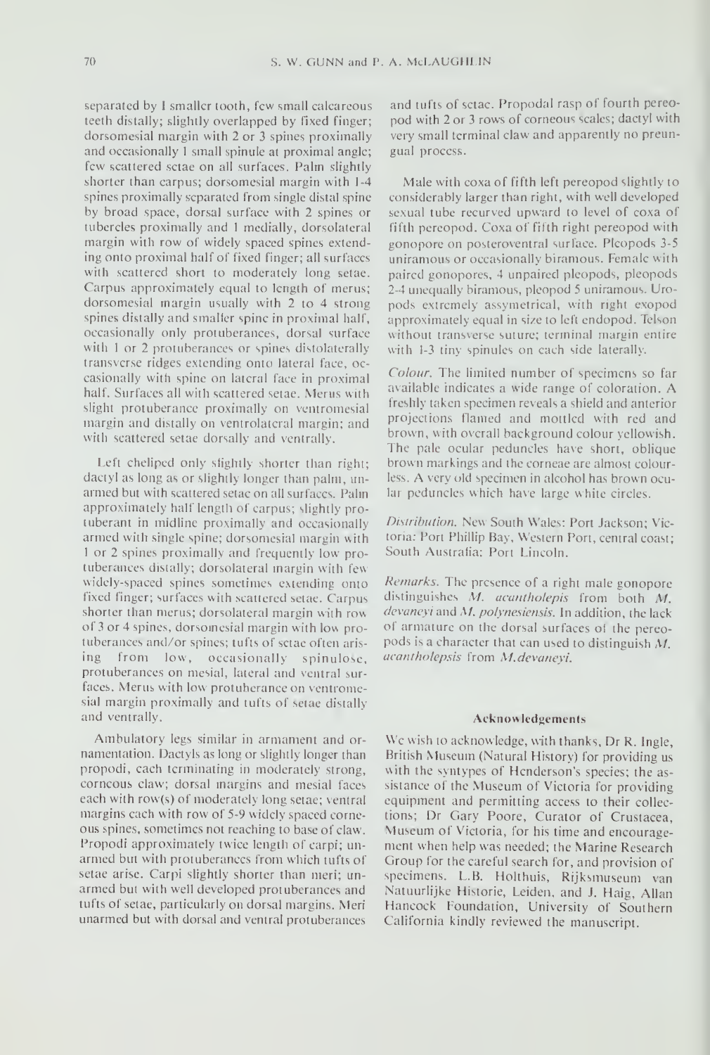separated by 1 smaller tooth, few small calcareous teeth distally; slightly overlapped by fixed finger; dorsomesial margin with 2 or 3 spines proximally and occasionally 1 small spinule at proximal angle; few scattered setae on all surfaces. Palm slightly shorter than carpus; dorsomesial margin with 1-4 spines proximally separated from single distal spine by broad space, dorsal surface with 2 spines or tubercles proximally and 1 medially, dorsolateral margin with row of widely spaced spines extending onto proximal half of fixed finger; all surfaces with scattered short to moderately long setae. Carpus approximately equal to length of merus; dorsomesial margin usually with 2 to 4 strong spines distally and smaller spine in proximal half, occasionally only protuberances, dorsal surface with 1 or 2 protuberances or spines distolaterally transverse ridges extending onto lateral face, occasionally with spine on lateral face in proximal half. Surfaces all with scattered setae. Merus with slight protuberance proximally on ventromesial margin and distally on ventrolateral margin; and with scattered setae dorsally and ventrally.

Left cheliped only slightly shorter than right; dactyl as long as or slightly longer than palm, unarmed but with scattered setae on all surfaces. Palm approximately half length of carpus; slightly protuberant in midline proximally and occasionally armed with single spine; dorsomesial margin with 1 or 2 spines proximally and frequently low protuberances distally; dorsolateral margin with few widely-spaced spines sometimes extending onto fixed finger; surfaces with scattered setae. Carpus shorter than merus; dorsolateral margin with row of 3 or 4 spines, dorsomesial margin with low protuberances and/or spines; tufts of setae often arising from low, occasionally spinulose, protuberances on mesial, lateral and ventral surfaces. Merus with low protuberance on ventromesial margin proximally and tufts of setae distally and ventrally.

Ambulatory legs similar in armament and ornamentation. Dactyls as long or slightly longer than propodi, each terminating in moderately strong, corneous claw; dorsal margins and mesial faces each with row(s) of moderately long setae; ventral margins each with row of 5-9 widely spaced corneous spines, sometimes not reaching to base of claw. Propodi approximately twice length of carpi; unarmed but with protuberances from which tufts of setae arise. Carpi slightly shorter than meri; unarmed but with well developed protuberances and tufts of setae, particularly on dorsal margins. Meri unarmed but with dorsal and ventral protuberances and tufts of setae. Propodal rasp of fourth pereopod with 2 or 3 rows of corneous scales; dactyl with very small terminal claw and apparently no preungual process.

Male with coxa of fifth left pereopod slightly to considerably larger than right, with well developed sexual tube recurved upward to level of coxa of fifth pereopod. Coxa of fifth right pereopod with gonopore on posteroventral surface. Pleopods 3-5 uniramous or occasionally biramous. Female with paired gonopores, 4 unpaired pleopods, pleopods 2-4 unequally biramous, pleopod 5 uniramous. Uropods extremely assymetrical, with right exopod approximately equal in size to left endopod. Telson without transverse suture; terminal margin entire with 1-3 tiny spinules on each side laterally.

*Colour.* The limited number of specimens so far available indicates a wide range of coloration. A freshly taken specimen reveals a shield and anterior projections flamed and mottled with red and brown, with overall background colour yellowish. The pale ocular peduncles have short, oblique brown markings and the corneae are almost colourless. A very old specimen in alcohol has brown ocular peduncles which have large white circles.

*Distribution.* New South Wales: Port Jackson; Victoria: Port Phillip Bay, Western Port, central coast; South Australia: Port Lincoln.

*Remarks.* The presence of a right male gonopore distinguishes *M. acantholepis* from both *M. devaneyi* and *M. polynesiensis*. In addition, the lack of armature on the dorsal surfaces of the pereopods is a character that can used to distinguish *M. acantholepsis* from *M. devaneyi*.

## Acknowledgements

We wish to acknowledge, with thanks, Dr R. Ingle, British Museum (Natural History) for providing us with the syntypes of Henderson's species; the assistance of the Museum of Victoria for providing equipment and permitting access to their collections; Dr Gary Poore, Curator of Crustacea, Museum of Victoria, for his time and encouragement when help was needed; the Marine Research Group for the careful search for, and provision of specimens. L.B. Holthuis, Rijksmuseum van Natuurlijke Historie, Leiden, and J. Haig, Allan Hancock Foundation, University of Southern California kindly reviewed the manuscript.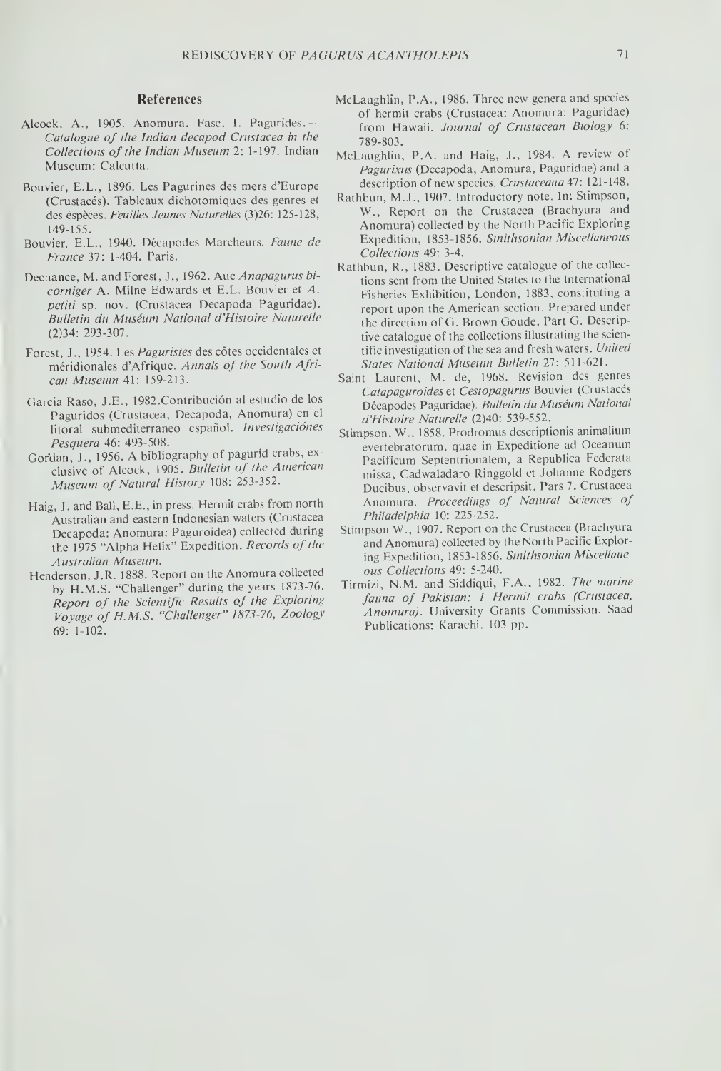## References

Alcock, A., 1905. Anomura. Fasc. I. Pagurides.— *Catalogue of the Indian decapod Crustacea in the Collections of the Indian Museum* 2: 1-197. Indian Museum: Calcutta.

Bouvier, E.L., 1896. Les Pagurines des mers d'Europe (Crustacés). Tableaux dichotomiques des genres et des éspèces. *Feuilles Jeunes Naturelles* (3)26: 125-128, 149-155.

Bouvier, E.L., 1940. Décapodes Marcheurs. *Faune de France* 37: 1-404. Paris.

Dechance, M. and Forest, J., 1962. Aue *Anapagurus bicorniger* A. Milne Edwards et E.L. Bouvier et *A. petiti* sp. nov. (Crustacea Decapoda Paguridae). *Bulletin du Muséum National d'Histoire Naturelle* (2)34: 293-307.

Forest, J., 1954. Les *Paguristes* des côtes occidentales et méridionales d'Afrique. *Annals of the South African Museum* 41: 159-213.

Garcia Raso, J.E., 1982.Contribución al estudio de los Paguridos (Crustacea, Decapoda, Anomura) en el litoral submediterraneo español. *Investigaciónes Pesquera* 46: 493-508.

Gordan, J., 1956. A bibliography of pagurid crabs, exclusive of Alcock, 1905. *Bulletin of the American Museum of Natural History* 108: 253-352.

Haig, J. and Ball, E.E., in press. Hermit crabs from north Australian and eastern Indonesian waters (Crustacea Decapoda: Anomura: Paguroidea) collected during the 1975 "Alpha Helix" Expedition. *Records of the Australian Museum.*

Henderson, J.R. 1888. Report on the Anomura collected by H.M.S. "Challenger" during the years 1873-76. *Report of the Scientific Results of the Exploring Voyage of H.M.S. "Challenger" 1873-76, Zoology* 69: 1-102.

McLaughlin, P.A., 1986. Three new genera and species of hermit crabs (Crustacea: Anomura: Paguridae) from Hawaii. *Journal of Crustacean Biology* 6: 789-803.

McLaughlin, P.A. and Haig, J., 1984. A review of *Pagurixus* (Decapoda, Anomura, Paguridae) and a description of new species. *Crustaceana* 47: 121-148.

Rathbun, M.J., 1907. Introductory note. In: Stimpson, W., Report on the Crustacea (Brachyura and Anomura) collected by the North Pacific Exploring Expedition, 1853-1856. *Smithsonian Miscellaneous Collections* 49: 3-4.

Rathbun, R., 1883. Descriptive catalogue of the collections sent from the United States to the International Fisheries Exhibition, London, 1883, constituting a report upon the American section. Prepared under the direction of G. Brown Goude. Part G. Descriptive catalogue of the collections illustrating the scientific investigation of the sea and fresh waters. *United States National Museum Bulletin* 27: 511-621.

Saint Laurent, M. de, 1968. Revision des genres *Catapaguroides* et *Cestopagurus* Bouvier (Crustacés Décapodes Paguridae). *Bulletin du Muséum National d'Histoire Naturelle* (2)40: 539-552.

Stimpson, W., 1858. Prodromus descriptionis animalium evertebratorum, quae in Expeditione ad Oceanum Pacificum Septentrionalem, a Republica Federata missa, Cadwaladaro Ringgold et Johanne Rodgers Ducibus, observavit et descripsit. Pars 7. Crustacea Anomura. *Proceedings of Natural Sciences of Philadelphia* 10: 225-252.

Stimpson W., 1907. Report on the Crustacea (Brachyura and Anomura) collected by the North Pacific Exploring Expedition, 1853-1856. *Smithsonian Miscellaneous Collections* 49: 5-240.

Tirmizi, N.M. and Siddiqui, F.A., 1982. *The marine fauna of Pakistan: 1 Hermit crabs (Crustacea, Anomura).* University Grants Commission. Saad Publications: Karachi. 103 pp.